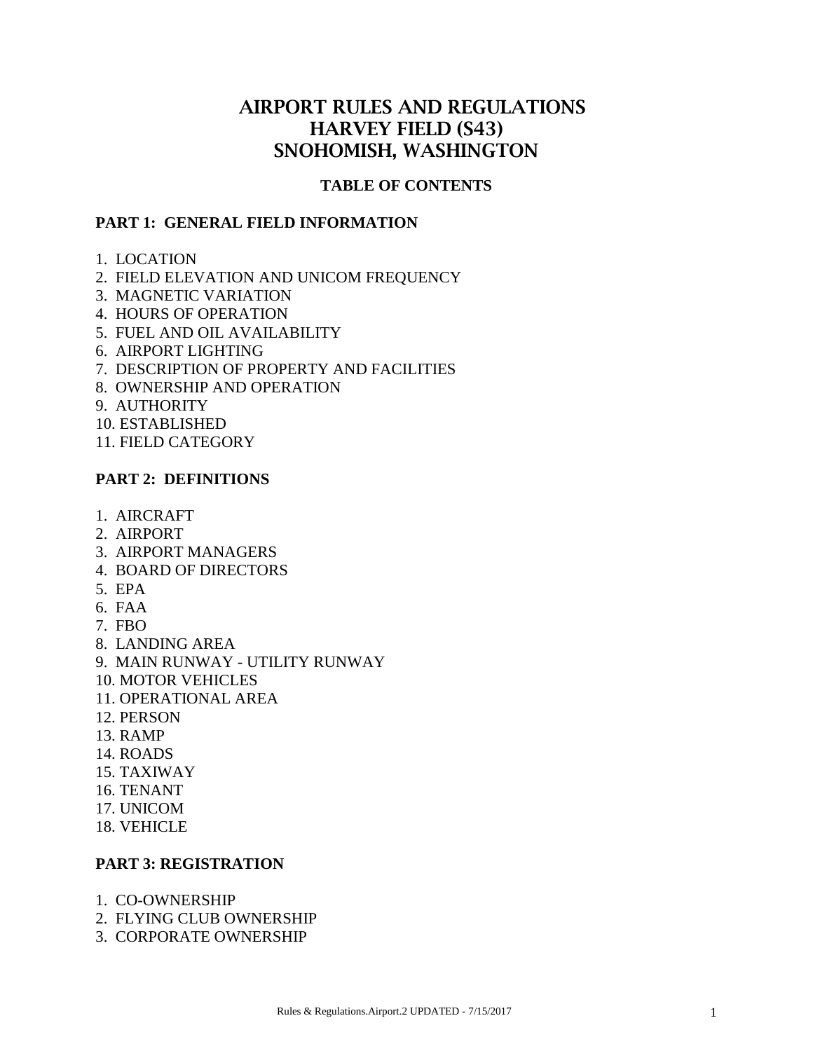# AIRPORT RULES AND REGULATIONS
# HARVEY FIELD (S43)
# SNOHOMISH, WASHINGTON

## TABLE OF CONTENTS

### PART 1: GENERAL FIELD INFORMATION

1. LOCATION
2. FIELD ELEVATION AND UNICOM FREQUENCY
3. MAGNETIC VARIATION
4. HOURS OF OPERATION
5. FUEL AND OIL AVAILABILITY
6. AIRPORT LIGHTING
7. DESCRIPTION OF PROPERTY AND FACILITIES
8. OWNERSHIP AND OPERATION
9. AUTHORITY
10. ESTABLISHED
11. FIELD CATEGORY

### PART 2: DEFINITIONS

1. AIRCRAFT
2. AIRPORT
3. AIRPORT MANAGERS
4. BOARD OF DIRECTORS
5. EPA
6. FAA
7. FBO
8. LANDING AREA
9. MAIN RUNWAY - UTILITY RUNWAY
10. MOTOR VEHICLES
11. OPERATIONAL AREA
12. PERSON
13. RAMP
14. ROADS
15. TAXIWAY
16. TENANT
17. UNICOM
18. VEHICLE

### PART 3: REGISTRATION

1. CO-OWNERSHIP
2. FLYING CLUB OWNERSHIP
3. CORPORATE OWNERSHIP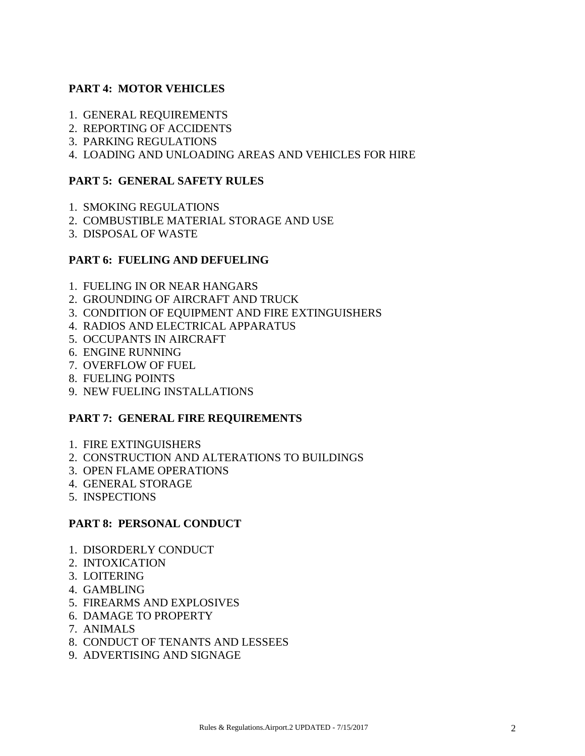**PART 4: MOTOR VEHICLES**

1. GENERAL REQUIREMENTS
2. REPORTING OF ACCIDENTS
3. PARKING REGULATIONS
4. LOADING AND UNLOADING AREAS AND VEHICLES FOR HIRE

**PART 5: GENERAL SAFETY RULES**

1. SMOKING REGULATIONS
2. COMBUSTIBLE MATERIAL STORAGE AND USE
3. DISPOSAL OF WASTE

**PART 6: FUELING AND DEFUELING**

1. FUELING IN OR NEAR HANGARS
2. GROUNDING OF AIRCRAFT AND TRUCK
3. CONDITION OF EQUIPMENT AND FIRE EXTINGUISHERS
4. RADIOS AND ELECTRICAL APPARATUS
5. OCCUPANTS IN AIRCRAFT
6. ENGINE RUNNING
7. OVERFLOW OF FUEL
8. FUELING POINTS
9. NEW FUELING INSTALLATIONS

**PART 7: GENERAL FIRE REQUIREMENTS**

1. FIRE EXTINGUISHERS
2. CONSTRUCTION AND ALTERATIONS TO BUILDINGS
3. OPEN FLAME OPERATIONS
4. GENERAL STORAGE
5. INSPECTIONS

**PART 8: PERSONAL CONDUCT**

1. DISORDERLY CONDUCT
2. INTOXICATION
3. LOITERING
4. GAMBLING
5. FIREARMS AND EXPLOSIVES
6. DAMAGE TO PROPERTY
7. ANIMALS
8. CONDUCT OF TENANTS AND LESSEES
9. ADVERTISING AND SIGNAGE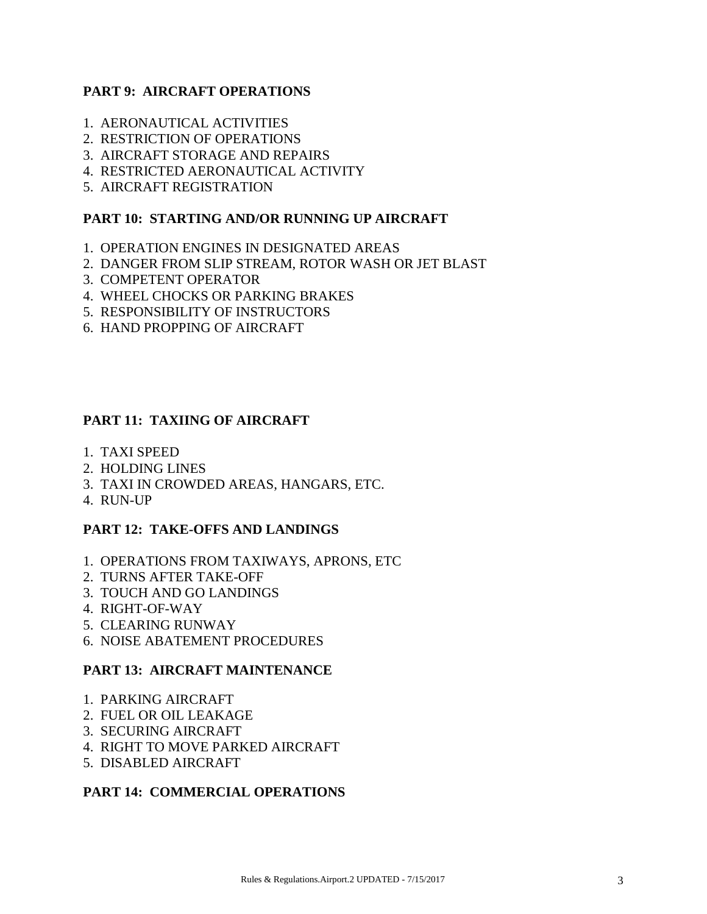**PART 9: AIRCRAFT OPERATIONS**

1. AERONAUTICAL ACTIVITIES
2. RESTRICTION OF OPERATIONS
3. AIRCRAFT STORAGE AND REPAIRS
4. RESTRICTED AERONAUTICAL ACTIVITY
5. AIRCRAFT REGISTRATION

**PART 10: STARTING AND/OR RUNNING UP AIRCRAFT**

1. OPERATION ENGINES IN DESIGNATED AREAS
2. DANGER FROM SLIP STREAM, ROTOR WASH OR JET BLAST
3. COMPETENT OPERATOR
4. WHEEL CHOCKS OR PARKING BRAKES
5. RESPONSIBILITY OF INSTRUCTORS
6. HAND PROPPING OF AIRCRAFT

**PART 11: TAXIING OF AIRCRAFT**

1. TAXI SPEED
2. HOLDING LINES
3. TAXI IN CROWDED AREAS, HANGARS, ETC.
4. RUN-UP

**PART 12: TAKE-OFFS AND LANDINGS**

1. OPERATIONS FROM TAXIWAYS, APRONS, ETC
2. TURNS AFTER TAKE-OFF
3. TOUCH AND GO LANDINGS
4. RIGHT-OF-WAY
5. CLEARING RUNWAY
6. NOISE ABATEMENT PROCEDURES

**PART 13: AIRCRAFT MAINTENANCE**

1. PARKING AIRCRAFT
2. FUEL OR OIL LEAKAGE
3. SECURING AIRCRAFT
4. RIGHT TO MOVE PARKED AIRCRAFT
5. DISABLED AIRCRAFT

**PART 14: COMMERCIAL OPERATIONS**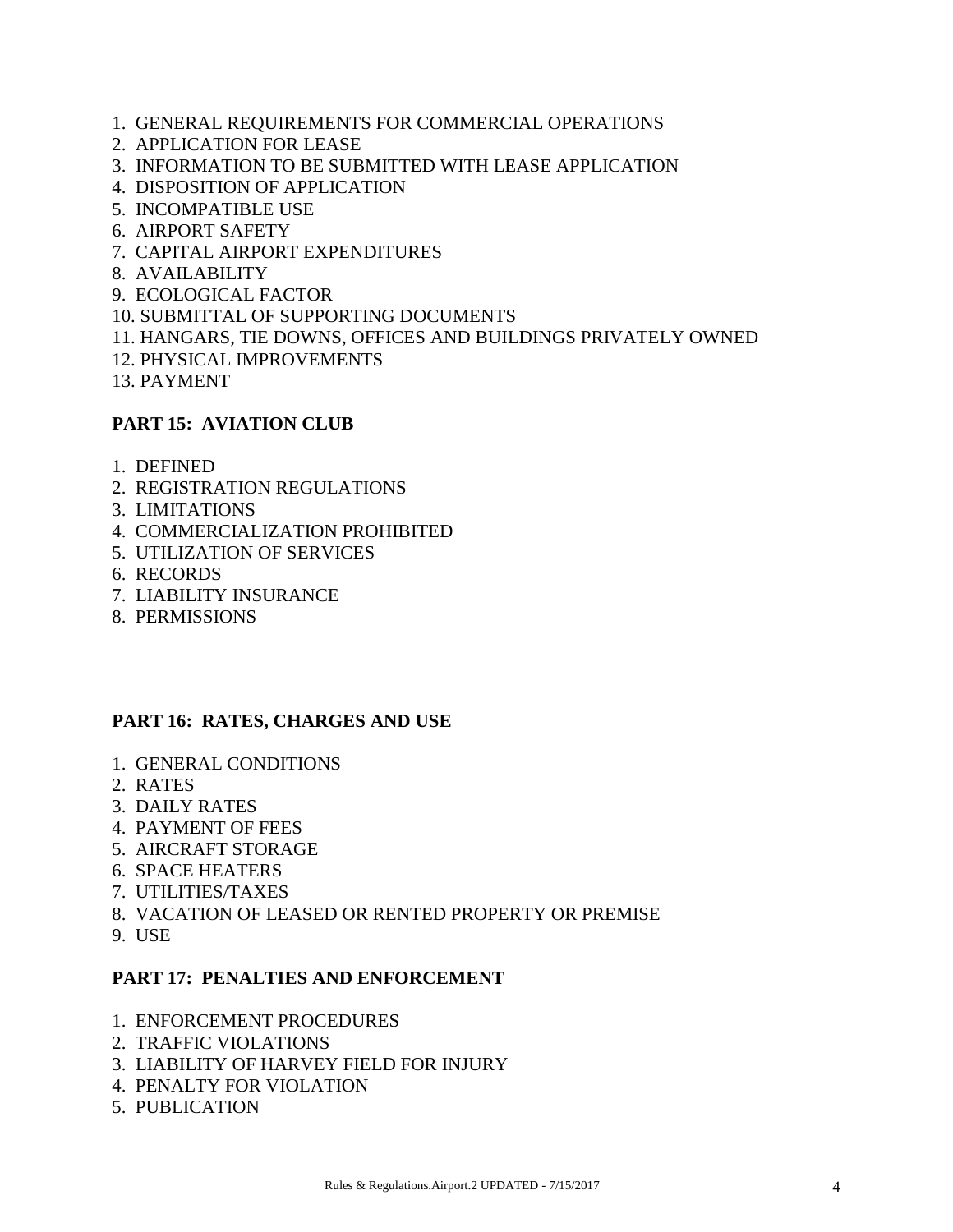1. GENERAL REQUIREMENTS FOR COMMERCIAL OPERATIONS
2. APPLICATION FOR LEASE
3. INFORMATION TO BE SUBMITTED WITH LEASE APPLICATION
4. DISPOSITION OF APPLICATION
5. INCOMPATIBLE USE
6. AIRPORT SAFETY
7. CAPITAL AIRPORT EXPENDITURES
8. AVAILABILITY
9. ECOLOGICAL FACTOR
10. SUBMITTAL OF SUPPORTING DOCUMENTS
11. HANGARS, TIE DOWNS, OFFICES AND BUILDINGS PRIVATELY OWNED
12. PHYSICAL IMPROVEMENTS
13. PAYMENT

**PART 15: AVIATION CLUB**

1. DEFINED
2. REGISTRATION REGULATIONS
3. LIMITATIONS
4. COMMERCIALIZATION PROHIBITED
5. UTILIZATION OF SERVICES
6. RECORDS
7. LIABILITY INSURANCE
8. PERMISSIONS

**PART 16: RATES, CHARGES AND USE**

1. GENERAL CONDITIONS
2. RATES
3. DAILY RATES
4. PAYMENT OF FEES
5. AIRCRAFT STORAGE
6. SPACE HEATERS
7. UTILITIES/TAXES
8. VACATION OF LEASED OR RENTED PROPERTY OR PREMISE
9. USE

**PART 17: PENALTIES AND ENFORCEMENT**

1. ENFORCEMENT PROCEDURES
2. TRAFFIC VIOLATIONS
3. LIABILITY OF HARVEY FIELD FOR INJURY
4. PENALTY FOR VIOLATION
5. PUBLICATION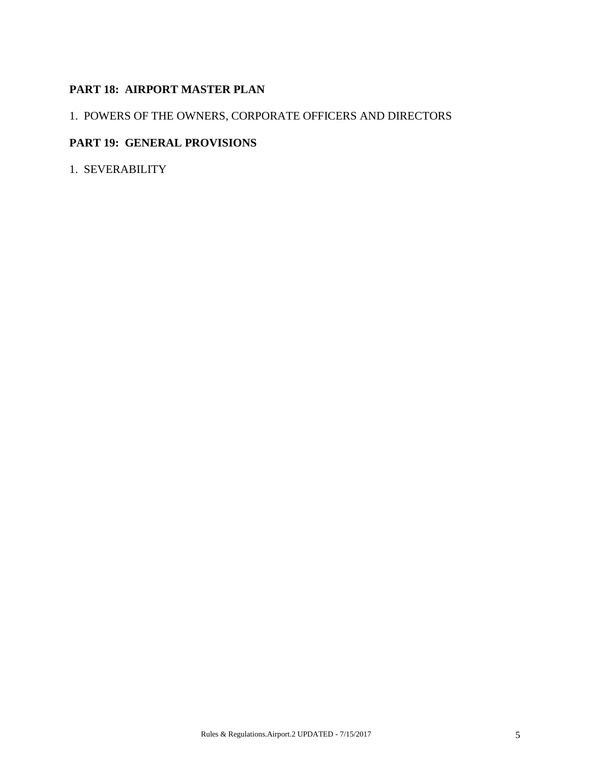**PART 18: AIRPORT MASTER PLAN**

1. POWERS OF THE OWNERS, CORPORATE OFFICERS AND DIRECTORS

**PART 19: GENERAL PROVISIONS**

1. SEVERABILITY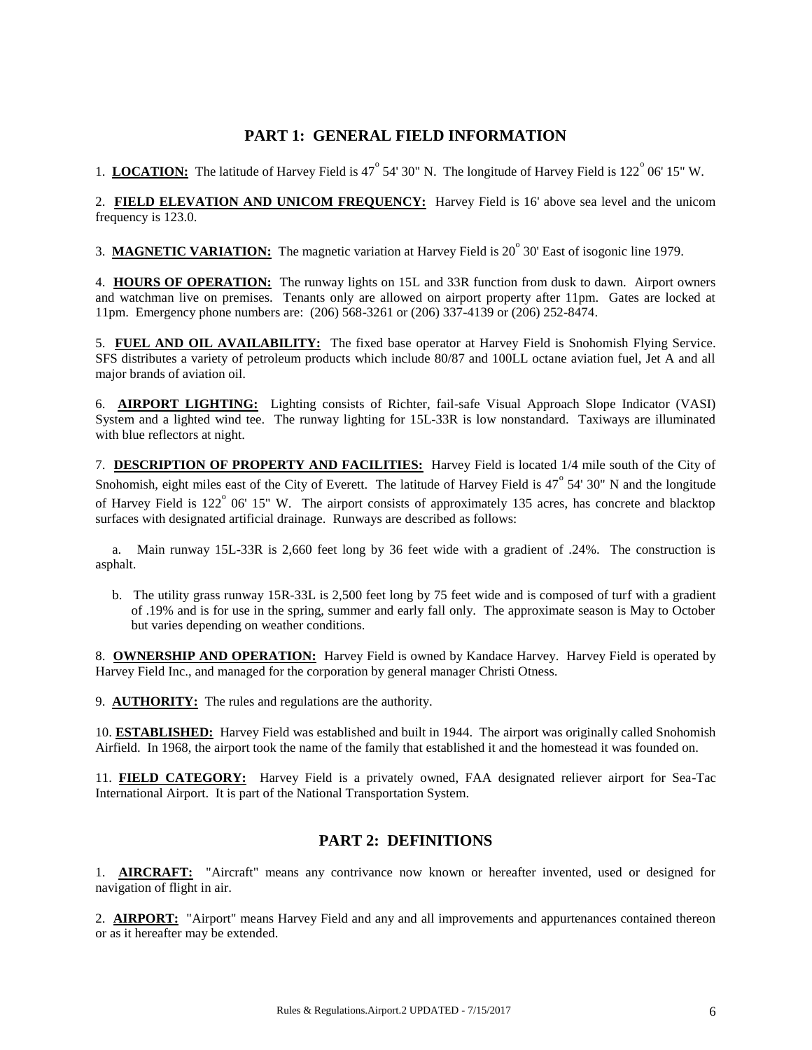## PART 1: GENERAL FIELD INFORMATION

1. **LOCATION:** The latitude of Harvey Field is 47° 54' 30" N. The longitude of Harvey Field is 122° 06' 15" W.

2. **FIELD ELEVATION AND UNICOM FREQUENCY:** Harvey Field is 16' above sea level and the unicom frequency is 123.0.

3. **MAGNETIC VARIATION:** The magnetic variation at Harvey Field is 20° 30' East of isogonic line 1979.

4. **HOURS OF OPERATION:** The runway lights on 15L and 33R function from dusk to dawn. Airport owners and watchman live on premises. Tenants only are allowed on airport property after 11pm. Gates are locked at 11pm. Emergency phone numbers are: (206) 568-3261 or (206) 337-4139 or (206) 252-8474.

5. **FUEL AND OIL AVAILABILITY:** The fixed base operator at Harvey Field is Snohomish Flying Service. SFS distributes a variety of petroleum products which include 80/87 and 100LL octane aviation fuel, Jet A and all major brands of aviation oil.

6. **AIRPORT LIGHTING:** Lighting consists of Richter, fail-safe Visual Approach Slope Indicator (VASI) System and a lighted wind tee. The runway lighting for 15L-33R is low nonstandard. Taxiways are illuminated with blue reflectors at night.

7. **DESCRIPTION OF PROPERTY AND FACILITIES:** Harvey Field is located 1/4 mile south of the City of Snohomish, eight miles east of the City of Everett. The latitude of Harvey Field is 47° 54' 30" N and the longitude of Harvey Field is 122° 06' 15" W. The airport consists of approximately 135 acres, has concrete and blacktop surfaces with designated artificial drainage. Runways are described as follows:

   a. Main runway 15L-33R is 2,660 feet long by 36 feet wide with a gradient of .24%. The construction is asphalt.

   b. The utility grass runway 15R-33L is 2,500 feet long by 75 feet wide and is composed of turf with a gradient of .19% and is for use in the spring, summer and early fall only. The approximate season is May to October but varies depending on weather conditions.

8. **OWNERSHIP AND OPERATION:** Harvey Field is owned by Kandace Harvey. Harvey Field is operated by Harvey Field Inc., and managed for the corporation by general manager Christi Otness.

9. **AUTHORITY:** The rules and regulations are the authority.

10. **ESTABLISHED:** Harvey Field was established and built in 1944. The airport was originally called Snohomish Airfield. In 1968, the airport took the name of the family that established it and the homestead it was founded on.

11. **FIELD CATEGORY:** Harvey Field is a privately owned, FAA designated reliever airport for Sea-Tac International Airport. It is part of the National Transportation System.

## PART 2: DEFINITIONS

1. **AIRCRAFT:** "Aircraft" means any contrivance now known or hereafter invented, used or designed for navigation of flight in air.

2. **AIRPORT:** "Airport" means Harvey Field and any and all improvements and appurtenances contained thereon or as it hereafter may be extended.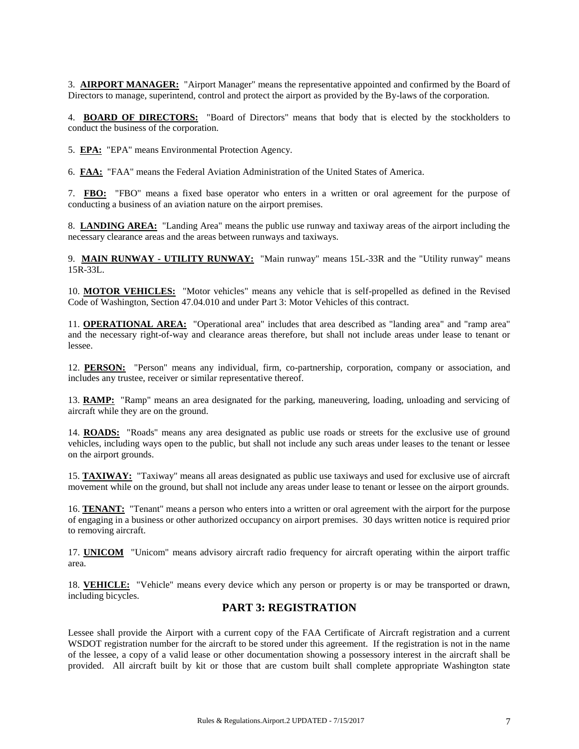3. **AIRPORT MANAGER:** "Airport Manager" means the representative appointed and confirmed by the Board of Directors to manage, superintend, control and protect the airport as provided by the By-laws of the corporation.

4. **BOARD OF DIRECTORS:** "Board of Directors" means that body that is elected by the stockholders to conduct the business of the corporation.

5. **EPA:** "EPA" means Environmental Protection Agency.

6. **FAA:** "FAA" means the Federal Aviation Administration of the United States of America.

7. **FBO:** "FBO" means a fixed base operator who enters in a written or oral agreement for the purpose of conducting a business of an aviation nature on the airport premises.

8. **LANDING AREA:** "Landing Area" means the public use runway and taxiway areas of the airport including the necessary clearance areas and the areas between runways and taxiways.

9. **MAIN RUNWAY - UTILITY RUNWAY:** "Main runway" means 15L-33R and the "Utility runway" means 15R-33L.

10. **MOTOR VEHICLES:** "Motor vehicles" means any vehicle that is self-propelled as defined in the Revised Code of Washington, Section 47.04.010 and under Part 3: Motor Vehicles of this contract.

11. **OPERATIONAL AREA:** "Operational area" includes that area described as "landing area" and "ramp area" and the necessary right-of-way and clearance areas therefore, but shall not include areas under lease to tenant or lessee.

12. **PERSON:** "Person" means any individual, firm, co-partnership, corporation, company or association, and includes any trustee, receiver or similar representative thereof.

13. **RAMP:** "Ramp" means an area designated for the parking, maneuvering, loading, unloading and servicing of aircraft while they are on the ground.

14. **ROADS:** "Roads" means any area designated as public use roads or streets for the exclusive use of ground vehicles, including ways open to the public, but shall not include any such areas under leases to the tenant or lessee on the airport grounds.

15. **TAXIWAY:** "Taxiway" means all areas designated as public use taxiways and used for exclusive use of aircraft movement while on the ground, but shall not include any areas under lease to tenant or lessee on the airport grounds.

16. **TENANT:** "Tenant" means a person who enters into a written or oral agreement with the airport for the purpose of engaging in a business or other authorized occupancy on airport premises. 30 days written notice is required prior to removing aircraft.

17. **UNICOM** "Unicom" means advisory aircraft radio frequency for aircraft operating within the airport traffic area.

18. **VEHICLE:** "Vehicle" means every device which any person or property is or may be transported or drawn, including bicycles.

## PART 3: REGISTRATION

Lessee shall provide the Airport with a current copy of the FAA Certificate of Aircraft registration and a current WSDOT registration number for the aircraft to be stored under this agreement. If the registration is not in the name of the lessee, a copy of a valid lease or other documentation showing a possessory interest in the aircraft shall be provided. All aircraft built by kit or those that are custom built shall complete appropriate Washington state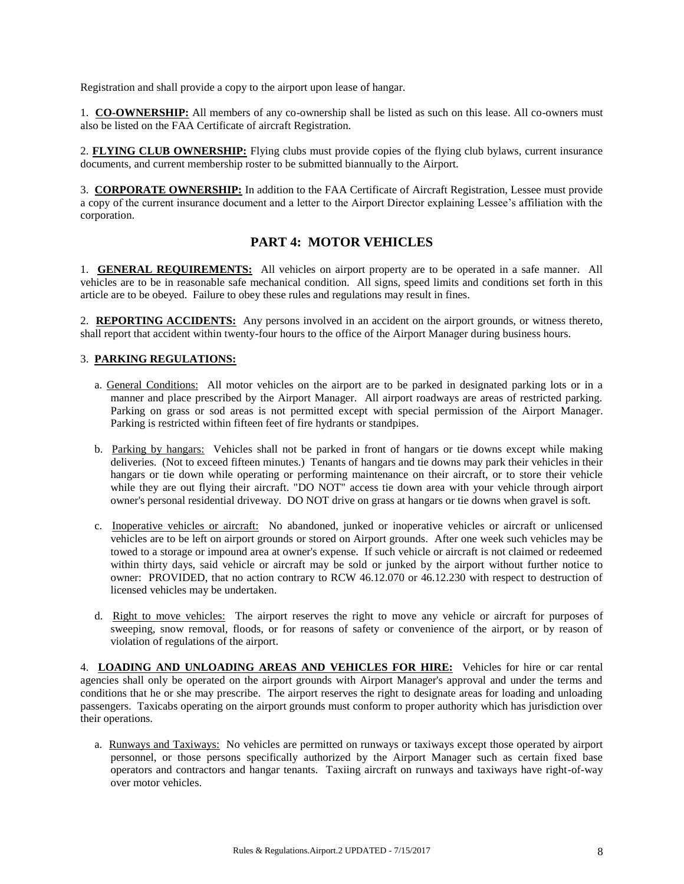Registration and shall provide a copy to the airport upon lease of hangar.

1. **CO-OWNERSHIP:** All members of any co-ownership shall be listed as such on this lease. All co-owners must also be listed on the FAA Certificate of aircraft Registration.

2. **FLYING CLUB OWNERSHIP:** Flying clubs must provide copies of the flying club bylaws, current insurance documents, and current membership roster to be submitted biannually to the Airport.

3. **CORPORATE OWNERSHIP:** In addition to the FAA Certificate of Aircraft Registration, Lessee must provide a copy of the current insurance document and a letter to the Airport Director explaining Lessee's affiliation with the corporation.

## PART 4: MOTOR VEHICLES

1. **GENERAL REQUIREMENTS:** All vehicles on airport property are to be operated in a safe manner. All vehicles are to be in reasonable safe mechanical condition. All signs, speed limits and conditions set forth in this article are to be obeyed. Failure to obey these rules and regulations may result in fines.

2. **REPORTING ACCIDENTS:** Any persons involved in an accident on the airport grounds, or witness thereto, shall report that accident within twenty-four hours to the office of the Airport Manager during business hours.

3. **PARKING REGULATIONS:**

   a. General Conditions: All motor vehicles on the airport are to be parked in designated parking lots or in a manner and place prescribed by the Airport Manager. All airport roadways are areas of restricted parking. Parking on grass or sod areas is not permitted except with special permission of the Airport Manager. Parking is restricted within fifteen feet of fire hydrants or standpipes.

   b. Parking by hangars: Vehicles shall not be parked in front of hangars or tie downs except while making deliveries. (Not to exceed fifteen minutes.) Tenants of hangars and tie downs may park their vehicles in their hangars or tie down while operating or performing maintenance on their aircraft, or to store their vehicle while they are out flying their aircraft. "DO NOT" access tie down area with your vehicle through airport owner's personal residential driveway. DO NOT drive on grass at hangars or tie downs when gravel is soft.

   c. Inoperative vehicles or aircraft: No abandoned, junked or inoperative vehicles or aircraft or unlicensed vehicles are to be left on airport grounds or stored on Airport grounds. After one week such vehicles may be towed to a storage or impound area at owner's expense. If such vehicle or aircraft is not claimed or redeemed within thirty days, said vehicle or aircraft may be sold or junked by the airport without further notice to owner: PROVIDED, that no action contrary to RCW 46.12.070 or 46.12.230 with respect to destruction of licensed vehicles may be undertaken.

   d. Right to move vehicles: The airport reserves the right to move any vehicle or aircraft for purposes of sweeping, snow removal, floods, or for reasons of safety or convenience of the airport, or by reason of violation of regulations of the airport.

4. **LOADING AND UNLOADING AREAS AND VEHICLES FOR HIRE:** Vehicles for hire or car rental agencies shall only be operated on the airport grounds with Airport Manager's approval and under the terms and conditions that he or she may prescribe. The airport reserves the right to designate areas for loading and unloading passengers. Taxicabs operating on the airport grounds must conform to proper authority which has jurisdiction over their operations.

   a. Runways and Taxiways: No vehicles are permitted on runways or taxiways except those operated by airport personnel, or those persons specifically authorized by the Airport Manager such as certain fixed base operators and contractors and hangar tenants. Taxiing aircraft on runways and taxiways have right-of-way over motor vehicles.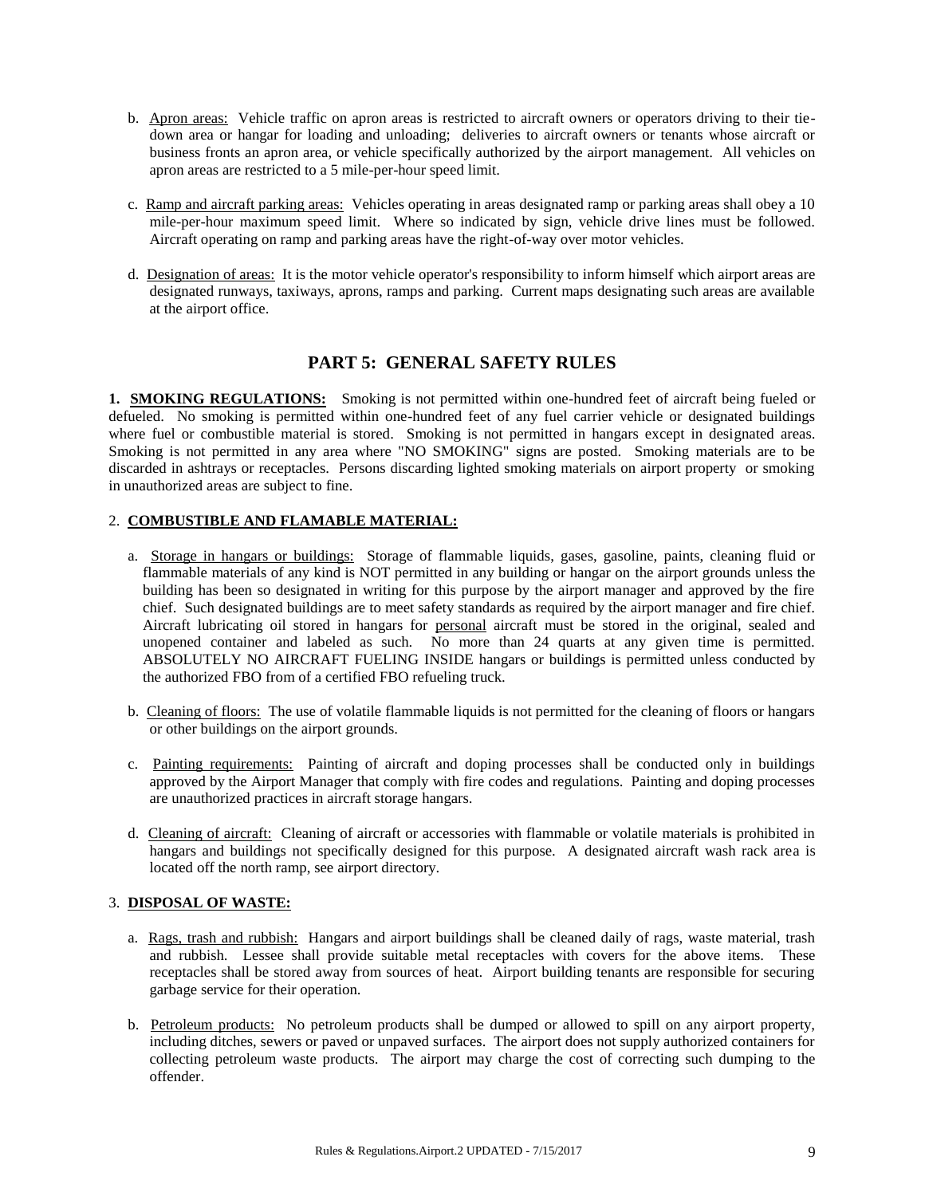b. Apron areas: Vehicle traffic on apron areas is restricted to aircraft owners or operators driving to their tie-down area or hangar for loading and unloading; deliveries to aircraft owners or tenants whose aircraft or business fronts an apron area, or vehicle specifically authorized by the airport management. All vehicles on apron areas are restricted to a 5 mile-per-hour speed limit.

c. Ramp and aircraft parking areas: Vehicles operating in areas designated ramp or parking areas shall obey a 10 mile-per-hour maximum speed limit. Where so indicated by sign, vehicle drive lines must be followed. Aircraft operating on ramp and parking areas have the right-of-way over motor vehicles.

d. Designation of areas: It is the motor vehicle operator's responsibility to inform himself which airport areas are designated runways, taxiways, aprons, ramps and parking. Current maps designating such areas are available at the airport office.

## PART 5: GENERAL SAFETY RULES

**1. SMOKING REGULATIONS:** Smoking is not permitted within one-hundred feet of aircraft being fueled or defueled. No smoking is permitted within one-hundred feet of any fuel carrier vehicle or designated buildings where fuel or combustible material is stored. Smoking is not permitted in hangars except in designated areas. Smoking is not permitted in any area where "NO SMOKING" signs are posted. Smoking materials are to be discarded in ashtrays or receptacles. Persons discarding lighted smoking materials on airport property or smoking in unauthorized areas are subject to fine.

2. **COMBUSTIBLE AND FLAMABLE MATERIAL:**

a. Storage in hangars or buildings: Storage of flammable liquids, gases, gasoline, paints, cleaning fluid or flammable materials of any kind is NOT permitted in any building or hangar on the airport grounds unless the building has been so designated in writing for this purpose by the airport manager and approved by the fire chief. Such designated buildings are to meet safety standards as required by the airport manager and fire chief. Aircraft lubricating oil stored in hangars for personal aircraft must be stored in the original, sealed and unopened container and labeled as such. No more than 24 quarts at any given time is permitted. ABSOLUTELY NO AIRCRAFT FUELING INSIDE hangars or buildings is permitted unless conducted by the authorized FBO from of a certified FBO refueling truck.

b. Cleaning of floors: The use of volatile flammable liquids is not permitted for the cleaning of floors or hangars or other buildings on the airport grounds.

c. Painting requirements: Painting of aircraft and doping processes shall be conducted only in buildings approved by the Airport Manager that comply with fire codes and regulations. Painting and doping processes are unauthorized practices in aircraft storage hangars.

d. Cleaning of aircraft: Cleaning of aircraft or accessories with flammable or volatile materials is prohibited in hangars and buildings not specifically designed for this purpose. A designated aircraft wash rack area is located off the north ramp, see airport directory.

3. **DISPOSAL OF WASTE:**

a. Rags, trash and rubbish: Hangars and airport buildings shall be cleaned daily of rags, waste material, trash and rubbish. Lessee shall provide suitable metal receptacles with covers for the above items. These receptacles shall be stored away from sources of heat. Airport building tenants are responsible for securing garbage service for their operation.

b. Petroleum products: No petroleum products shall be dumped or allowed to spill on any airport property, including ditches, sewers or paved or unpaved surfaces. The airport does not supply authorized containers for collecting petroleum waste products. The airport may charge the cost of correcting such dumping to the offender.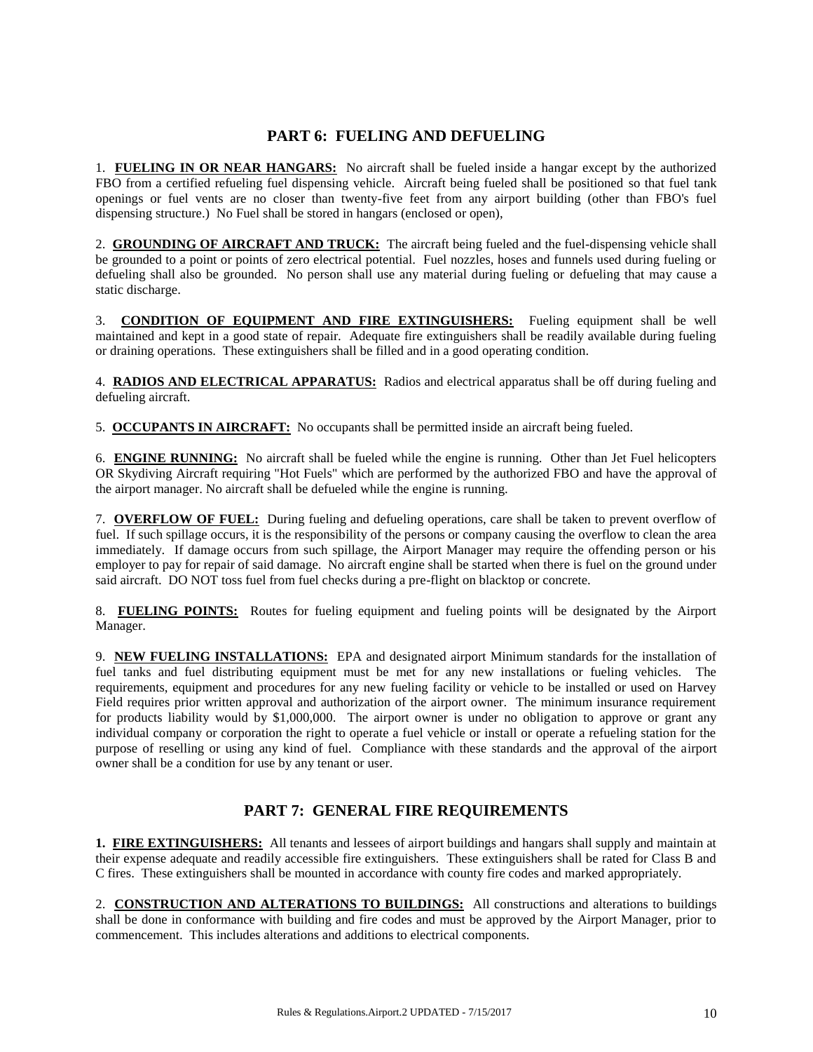## PART 6: FUELING AND DEFUELING

1. **FUELING IN OR NEAR HANGARS:** No aircraft shall be fueled inside a hangar except by the authorized FBO from a certified refueling fuel dispensing vehicle. Aircraft being fueled shall be positioned so that fuel tank openings or fuel vents are no closer than twenty-five feet from any airport building (other than FBO's fuel dispensing structure.) No Fuel shall be stored in hangars (enclosed or open),

2. **GROUNDING OF AIRCRAFT AND TRUCK:** The aircraft being fueled and the fuel-dispensing vehicle shall be grounded to a point or points of zero electrical potential. Fuel nozzles, hoses and funnels used during fueling or defueling shall also be grounded. No person shall use any material during fueling or defueling that may cause a static discharge.

3. **CONDITION OF EQUIPMENT AND FIRE EXTINGUISHERS:** Fueling equipment shall be well maintained and kept in a good state of repair. Adequate fire extinguishers shall be readily available during fueling or draining operations. These extinguishers shall be filled and in a good operating condition.

4. **RADIOS AND ELECTRICAL APPARATUS:** Radios and electrical apparatus shall be off during fueling and defueling aircraft.

5. **OCCUPANTS IN AIRCRAFT:** No occupants shall be permitted inside an aircraft being fueled.

6. **ENGINE RUNNING:** No aircraft shall be fueled while the engine is running. Other than Jet Fuel helicopters OR Skydiving Aircraft requiring "Hot Fuels" which are performed by the authorized FBO and have the approval of the airport manager. No aircraft shall be defueled while the engine is running.

7. **OVERFLOW OF FUEL:** During fueling and defueling operations, care shall be taken to prevent overflow of fuel. If such spillage occurs, it is the responsibility of the persons or company causing the overflow to clean the area immediately. If damage occurs from such spillage, the Airport Manager may require the offending person or his employer to pay for repair of said damage. No aircraft engine shall be started when there is fuel on the ground under said aircraft. DO NOT toss fuel from fuel checks during a pre-flight on blacktop or concrete.

8. **FUELING POINTS:** Routes for fueling equipment and fueling points will be designated by the Airport Manager.

9. **NEW FUELING INSTALLATIONS:** EPA and designated airport Minimum standards for the installation of fuel tanks and fuel distributing equipment must be met for any new installations or fueling vehicles. The requirements, equipment and procedures for any new fueling facility or vehicle to be installed or used on Harvey Field requires prior written approval and authorization of the airport owner. The minimum insurance requirement for products liability would by $1,000,000. The airport owner is under no obligation to approve or grant any individual company or corporation the right to operate a fuel vehicle or install or operate a refueling station for the purpose of reselling or using any kind of fuel. Compliance with these standards and the approval of the airport owner shall be a condition for use by any tenant or user.

## PART 7: GENERAL FIRE REQUIREMENTS

**1. FIRE EXTINGUISHERS:** All tenants and lessees of airport buildings and hangars shall supply and maintain at their expense adequate and readily accessible fire extinguishers. These extinguishers shall be rated for Class B and C fires. These extinguishers shall be mounted in accordance with county fire codes and marked appropriately.

2. **CONSTRUCTION AND ALTERATIONS TO BUILDINGS:** All constructions and alterations to buildings shall be done in conformance with building and fire codes and must be approved by the Airport Manager, prior to commencement. This includes alterations and additions to electrical components.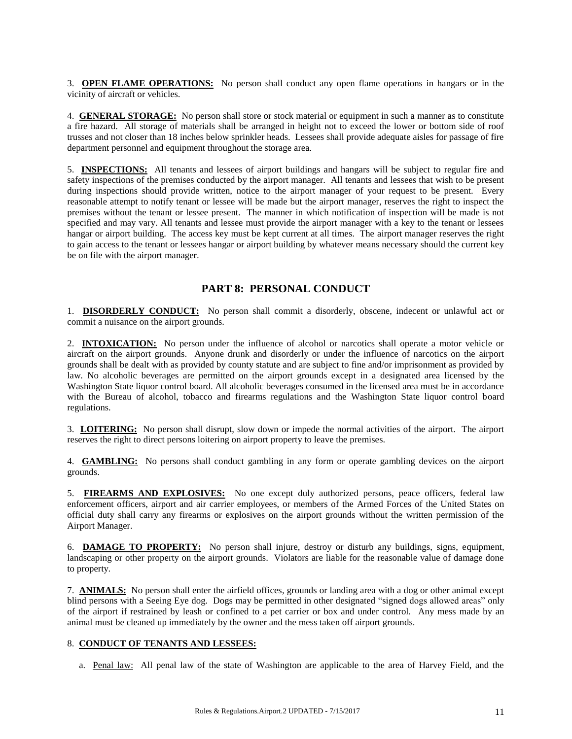3. **OPEN FLAME OPERATIONS:** No person shall conduct any open flame operations in hangars or in the vicinity of aircraft or vehicles.

4. **GENERAL STORAGE:** No person shall store or stock material or equipment in such a manner as to constitute a fire hazard. All storage of materials shall be arranged in height not to exceed the lower or bottom side of roof trusses and not closer than 18 inches below sprinkler heads. Lessees shall provide adequate aisles for passage of fire department personnel and equipment throughout the storage area.

5. **INSPECTIONS:** All tenants and lessees of airport buildings and hangars will be subject to regular fire and safety inspections of the premises conducted by the airport manager. All tenants and lessees that wish to be present during inspections should provide written, notice to the airport manager of your request to be present. Every reasonable attempt to notify tenant or lessee will be made but the airport manager, reserves the right to inspect the premises without the tenant or lessee present. The manner in which notification of inspection will be made is not specified and may vary. All tenants and lessee must provide the airport manager with a key to the tenant or lessees hangar or airport building. The access key must be kept current at all times. The airport manager reserves the right to gain access to the tenant or lessees hangar or airport building by whatever means necessary should the current key be on file with the airport manager.

## PART 8: PERSONAL CONDUCT

1. **DISORDERLY CONDUCT:** No person shall commit a disorderly, obscene, indecent or unlawful act or commit a nuisance on the airport grounds.

2. **INTOXICATION:** No person under the influence of alcohol or narcotics shall operate a motor vehicle or aircraft on the airport grounds. Anyone drunk and disorderly or under the influence of narcotics on the airport grounds shall be dealt with as provided by county statute and are subject to fine and/or imprisonment as provided by law. No alcoholic beverages are permitted on the airport grounds except in a designated area licensed by the Washington State liquor control board. All alcoholic beverages consumed in the licensed area must be in accordance with the Bureau of alcohol, tobacco and firearms regulations and the Washington State liquor control board regulations.

3. **LOITERING:** No person shall disrupt, slow down or impede the normal activities of the airport. The airport reserves the right to direct persons loitering on airport property to leave the premises.

4. **GAMBLING:** No persons shall conduct gambling in any form or operate gambling devices on the airport grounds.

5. **FIREARMS AND EXPLOSIVES:** No one except duly authorized persons, peace officers, federal law enforcement officers, airport and air carrier employees, or members of the Armed Forces of the United States on official duty shall carry any firearms or explosives on the airport grounds without the written permission of the Airport Manager.

6. **DAMAGE TO PROPERTY:** No person shall injure, destroy or disturb any buildings, signs, equipment, landscaping or other property on the airport grounds. Violators are liable for the reasonable value of damage done to property.

7. **ANIMALS:** No person shall enter the airfield offices, grounds or landing area with a dog or other animal except blind persons with a Seeing Eye dog. Dogs may be permitted in other designated "signed dogs allowed areas" only of the airport if restrained by leash or confined to a pet carrier or box and under control. Any mess made by an animal must be cleaned up immediately by the owner and the mess taken off airport grounds.

8. **CONDUCT OF TENANTS AND LESSEES:**

   a. Penal law: All penal law of the state of Washington are applicable to the area of Harvey Field, and the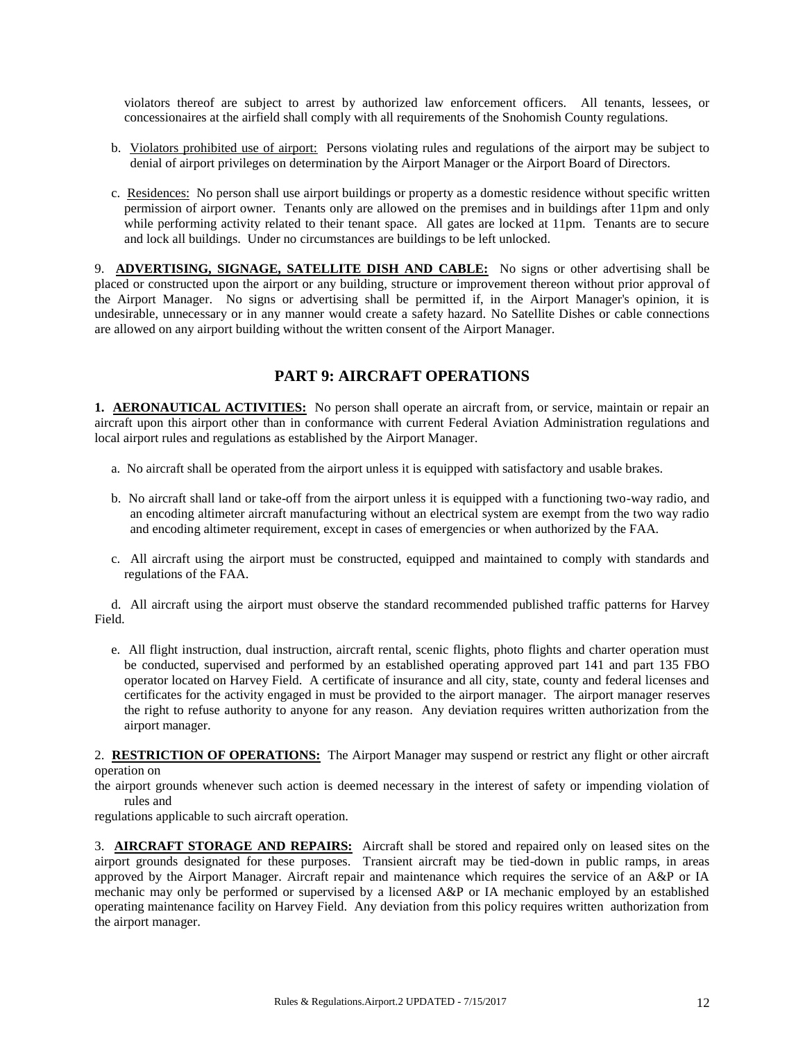violators thereof are subject to arrest by authorized law enforcement officers. All tenants, lessees, or concessionaires at the airfield shall comply with all requirements of the Snohomish County regulations.

b. Violators prohibited use of airport: Persons violating rules and regulations of the airport may be subject to denial of airport privileges on determination by the Airport Manager or the Airport Board of Directors.

c. Residences: No person shall use airport buildings or property as a domestic residence without specific written permission of airport owner. Tenants only are allowed on the premises and in buildings after 11pm and only while performing activity related to their tenant space. All gates are locked at 11pm. Tenants are to secure and lock all buildings. Under no circumstances are buildings to be left unlocked.

9. **ADVERTISING, SIGNAGE, SATELLITE DISH AND CABLE:** No signs or other advertising shall be placed or constructed upon the airport or any building, structure or improvement thereon without prior approval of the Airport Manager. No signs or advertising shall be permitted if, in the Airport Manager's opinion, it is undesirable, unnecessary or in any manner would create a safety hazard. No Satellite Dishes or cable connections are allowed on any airport building without the written consent of the Airport Manager.

## PART 9: AIRCRAFT OPERATIONS

**1. AERONAUTICAL ACTIVITIES:** No person shall operate an aircraft from, or service, maintain or repair an aircraft upon this airport other than in conformance with current Federal Aviation Administration regulations and local airport rules and regulations as established by the Airport Manager.

a. No aircraft shall be operated from the airport unless it is equipped with satisfactory and usable brakes.

b. No aircraft shall land or take-off from the airport unless it is equipped with a functioning two-way radio, and an encoding altimeter aircraft manufacturing without an electrical system are exempt from the two way radio and encoding altimeter requirement, except in cases of emergencies or when authorized by the FAA.

c. All aircraft using the airport must be constructed, equipped and maintained to comply with standards and regulations of the FAA.

d. All aircraft using the airport must observe the standard recommended published traffic patterns for Harvey Field.

e. All flight instruction, dual instruction, aircraft rental, scenic flights, photo flights and charter operation must be conducted, supervised and performed by an established operating approved part 141 and part 135 FBO operator located on Harvey Field. A certificate of insurance and all city, state, county and federal licenses and certificates for the activity engaged in must be provided to the airport manager. The airport manager reserves the right to refuse authority to anyone for any reason. Any deviation requires written authorization from the airport manager.

2. **RESTRICTION OF OPERATIONS:** The Airport Manager may suspend or restrict any flight or other aircraft operation on the airport grounds whenever such action is deemed necessary in the interest of safety or impending violation of rules and regulations applicable to such aircraft operation.

3. **AIRCRAFT STORAGE AND REPAIRS:** Aircraft shall be stored and repaired only on leased sites on the airport grounds designated for these purposes. Transient aircraft may be tied-down in public ramps, in areas approved by the Airport Manager. Aircraft repair and maintenance which requires the service of an A&P or IA mechanic may only be performed or supervised by a licensed A&P or IA mechanic employed by an established operating maintenance facility on Harvey Field. Any deviation from this policy requires written authorization from the airport manager.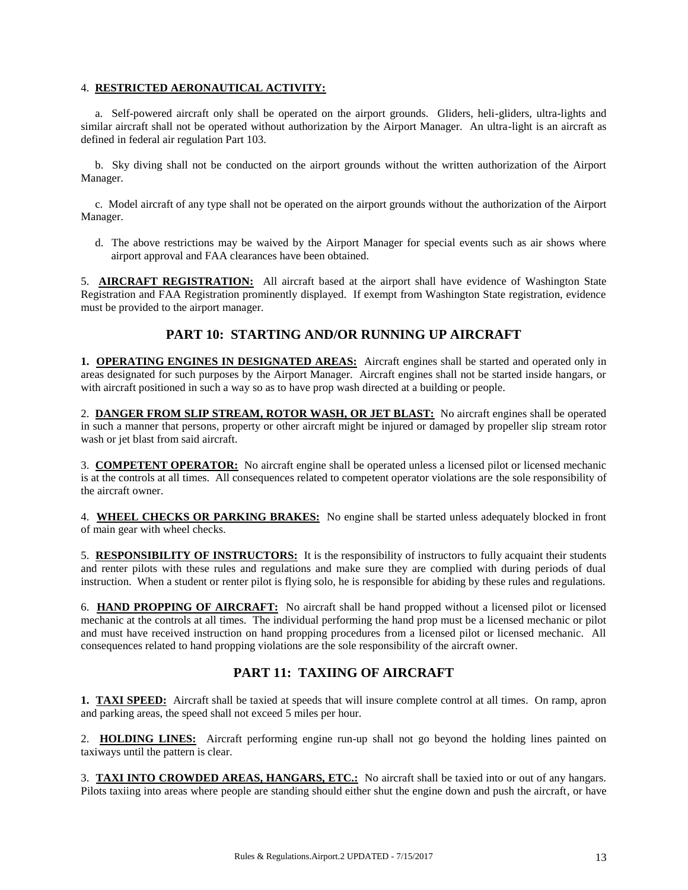4. **RESTRICTED AERONAUTICAL ACTIVITY:**

a. Self-powered aircraft only shall be operated on the airport grounds. Gliders, heli-gliders, ultra-lights and similar aircraft shall not be operated without authorization by the Airport Manager. An ultra-light is an aircraft as defined in federal air regulation Part 103.

b. Sky diving shall not be conducted on the airport grounds without the written authorization of the Airport Manager.

c. Model aircraft of any type shall not be operated on the airport grounds without the authorization of the Airport Manager.

d. The above restrictions may be waived by the Airport Manager for special events such as air shows where airport approval and FAA clearances have been obtained.

5. **AIRCRAFT REGISTRATION:** All aircraft based at the airport shall have evidence of Washington State Registration and FAA Registration prominently displayed. If exempt from Washington State registration, evidence must be provided to the airport manager.

## PART 10: STARTING AND/OR RUNNING UP AIRCRAFT

**1. OPERATING ENGINES IN DESIGNATED AREAS:** Aircraft engines shall be started and operated only in areas designated for such purposes by the Airport Manager. Aircraft engines shall not be started inside hangars, or with aircraft positioned in such a way so as to have prop wash directed at a building or people.

2. **DANGER FROM SLIP STREAM, ROTOR WASH, OR JET BLAST:** No aircraft engines shall be operated in such a manner that persons, property or other aircraft might be injured or damaged by propeller slip stream rotor wash or jet blast from said aircraft.

3. **COMPETENT OPERATOR:** No aircraft engine shall be operated unless a licensed pilot or licensed mechanic is at the controls at all times. All consequences related to competent operator violations are the sole responsibility of the aircraft owner.

4. **WHEEL CHECKS OR PARKING BRAKES:** No engine shall be started unless adequately blocked in front of main gear with wheel checks.

5. **RESPONSIBILITY OF INSTRUCTORS:** It is the responsibility of instructors to fully acquaint their students and renter pilots with these rules and regulations and make sure they are complied with during periods of dual instruction. When a student or renter pilot is flying solo, he is responsible for abiding by these rules and regulations.

6. **HAND PROPPING OF AIRCRAFT:** No aircraft shall be hand propped without a licensed pilot or licensed mechanic at the controls at all times. The individual performing the hand prop must be a licensed mechanic or pilot and must have received instruction on hand propping procedures from a licensed pilot or licensed mechanic. All consequences related to hand propping violations are the sole responsibility of the aircraft owner.

## PART 11: TAXIING OF AIRCRAFT

**1. TAXI SPEED:** Aircraft shall be taxied at speeds that will insure complete control at all times. On ramp, apron and parking areas, the speed shall not exceed 5 miles per hour.

2. **HOLDING LINES:** Aircraft performing engine run-up shall not go beyond the holding lines painted on taxiways until the pattern is clear.

3. **TAXI INTO CROWDED AREAS, HANGARS, ETC.:** No aircraft shall be taxied into or out of any hangars. Pilots taxiing into areas where people are standing should either shut the engine down and push the aircraft, or have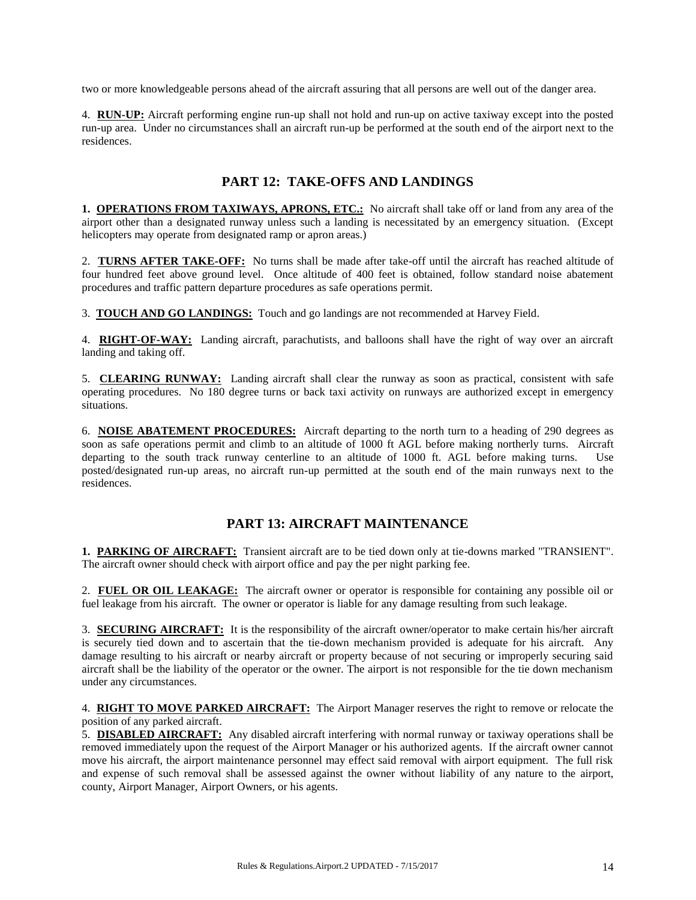two or more knowledgeable persons ahead of the aircraft assuring that all persons are well out of the danger area.

4. **RUN-UP:** Aircraft performing engine run-up shall not hold and run-up on active taxiway except into the posted run-up area. Under no circumstances shall an aircraft run-up be performed at the south end of the airport next to the residences.

## PART 12: TAKE-OFFS AND LANDINGS

**1. OPERATIONS FROM TAXIWAYS, APRONS, ETC.:** No aircraft shall take off or land from any area of the airport other than a designated runway unless such a landing is necessitated by an emergency situation. (Except helicopters may operate from designated ramp or apron areas.)

2. **TURNS AFTER TAKE-OFF:** No turns shall be made after take-off until the aircraft has reached altitude of four hundred feet above ground level. Once altitude of 400 feet is obtained, follow standard noise abatement procedures and traffic pattern departure procedures as safe operations permit.

3. **TOUCH AND GO LANDINGS:** Touch and go landings are not recommended at Harvey Field.

4. **RIGHT-OF-WAY:** Landing aircraft, parachutists, and balloons shall have the right of way over an aircraft landing and taking off.

5. **CLEARING RUNWAY:** Landing aircraft shall clear the runway as soon as practical, consistent with safe operating procedures. No 180 degree turns or back taxi activity on runways are authorized except in emergency situations.

6. **NOISE ABATEMENT PROCEDURES:** Aircraft departing to the north turn to a heading of 290 degrees as soon as safe operations permit and climb to an altitude of 1000 ft AGL before making northerly turns. Aircraft departing to the south track runway centerline to an altitude of 1000 ft. AGL before making turns. Use posted/designated run-up areas, no aircraft run-up permitted at the south end of the main runways next to the residences.

## PART 13: AIRCRAFT MAINTENANCE

**1. PARKING OF AIRCRAFT:** Transient aircraft are to be tied down only at tie-downs marked "TRANSIENT". The aircraft owner should check with airport office and pay the per night parking fee.

2. **FUEL OR OIL LEAKAGE:** The aircraft owner or operator is responsible for containing any possible oil or fuel leakage from his aircraft. The owner or operator is liable for any damage resulting from such leakage.

3. **SECURING AIRCRAFT:** It is the responsibility of the aircraft owner/operator to make certain his/her aircraft is securely tied down and to ascertain that the tie-down mechanism provided is adequate for his aircraft. Any damage resulting to his aircraft or nearby aircraft or property because of not securing or improperly securing said aircraft shall be the liability of the operator or the owner. The airport is not responsible for the tie down mechanism under any circumstances.

4. **RIGHT TO MOVE PARKED AIRCRAFT:** The Airport Manager reserves the right to remove or relocate the position of any parked aircraft.

5. **DISABLED AIRCRAFT:** Any disabled aircraft interfering with normal runway or taxiway operations shall be removed immediately upon the request of the Airport Manager or his authorized agents. If the aircraft owner cannot move his aircraft, the airport maintenance personnel may effect said removal with airport equipment. The full risk and expense of such removal shall be assessed against the owner without liability of any nature to the airport, county, Airport Manager, Airport Owners, or his agents.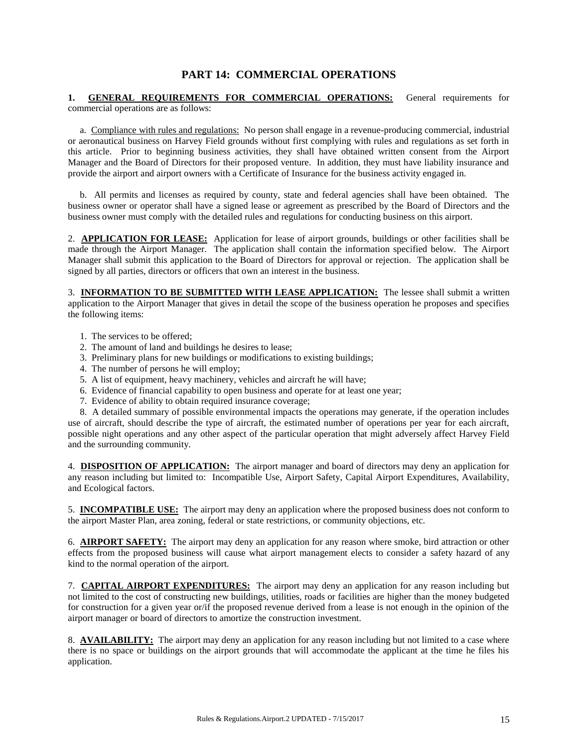## PART 14: COMMERCIAL OPERATIONS

**1. <u>GENERAL REQUIREMENTS FOR COMMERCIAL OPERATIONS:</u>** General requirements for commercial operations are as follows:

a. <u>Compliance with rules and regulations:</u> No person shall engage in a revenue-producing commercial, industrial or aeronautical business on Harvey Field grounds without first complying with rules and regulations as set forth in this article. Prior to beginning business activities, they shall have obtained written consent from the Airport Manager and the Board of Directors for their proposed venture. In addition, they must have liability insurance and provide the airport and airport owners with a Certificate of Insurance for the business activity engaged in.

b. All permits and licenses as required by county, state and federal agencies shall have been obtained. The business owner or operator shall have a signed lease or agreement as prescribed by the Board of Directors and the business owner must comply with the detailed rules and regulations for conducting business on this airport.

2. **<u>APPLICATION FOR LEASE:</u>** Application for lease of airport grounds, buildings or other facilities shall be made through the Airport Manager. The application shall contain the information specified below. The Airport Manager shall submit this application to the Board of Directors for approval or rejection. The application shall be signed by all parties, directors or officers that own an interest in the business.

3. **<u>INFORMATION TO BE SUBMITTED WITH LEASE APPLICATION:</u>** The lessee shall submit a written application to the Airport Manager that gives in detail the scope of the business operation he proposes and specifies the following items:

1. The services to be offered;
2. The amount of land and buildings he desires to lease;
3. Preliminary plans for new buildings or modifications to existing buildings;
4. The number of persons he will employ;
5. A list of equipment, heavy machinery, vehicles and aircraft he will have;
6. Evidence of financial capability to open business and operate for at least one year;
7. Evidence of ability to obtain required insurance coverage;
8. A detailed summary of possible environmental impacts the operations may generate, if the operation includes use of aircraft, should describe the type of aircraft, the estimated number of operations per year for each aircraft, possible night operations and any other aspect of the particular operation that might adversely affect Harvey Field and the surrounding community.

4. **<u>DISPOSITION OF APPLICATION:</u>** The airport manager and board of directors may deny an application for any reason including but limited to: Incompatible Use, Airport Safety, Capital Airport Expenditures, Availability, and Ecological factors.

5. **<u>INCOMPATIBLE USE:</u>** The airport may deny an application where the proposed business does not conform to the airport Master Plan, area zoning, federal or state restrictions, or community objections, etc.

6. **<u>AIRPORT SAFETY:</u>** The airport may deny an application for any reason where smoke, bird attraction or other effects from the proposed business will cause what airport management elects to consider a safety hazard of any kind to the normal operation of the airport.

7. **<u>CAPITAL AIRPORT EXPENDITURES:</u>** The airport may deny an application for any reason including but not limited to the cost of constructing new buildings, utilities, roads or facilities are higher than the money budgeted for construction for a given year or/if the proposed revenue derived from a lease is not enough in the opinion of the airport manager or board of directors to amortize the construction investment.

8. **<u>AVAILABILITY:</u>** The airport may deny an application for any reason including but not limited to a case where there is no space or buildings on the airport grounds that will accommodate the applicant at the time he files his application.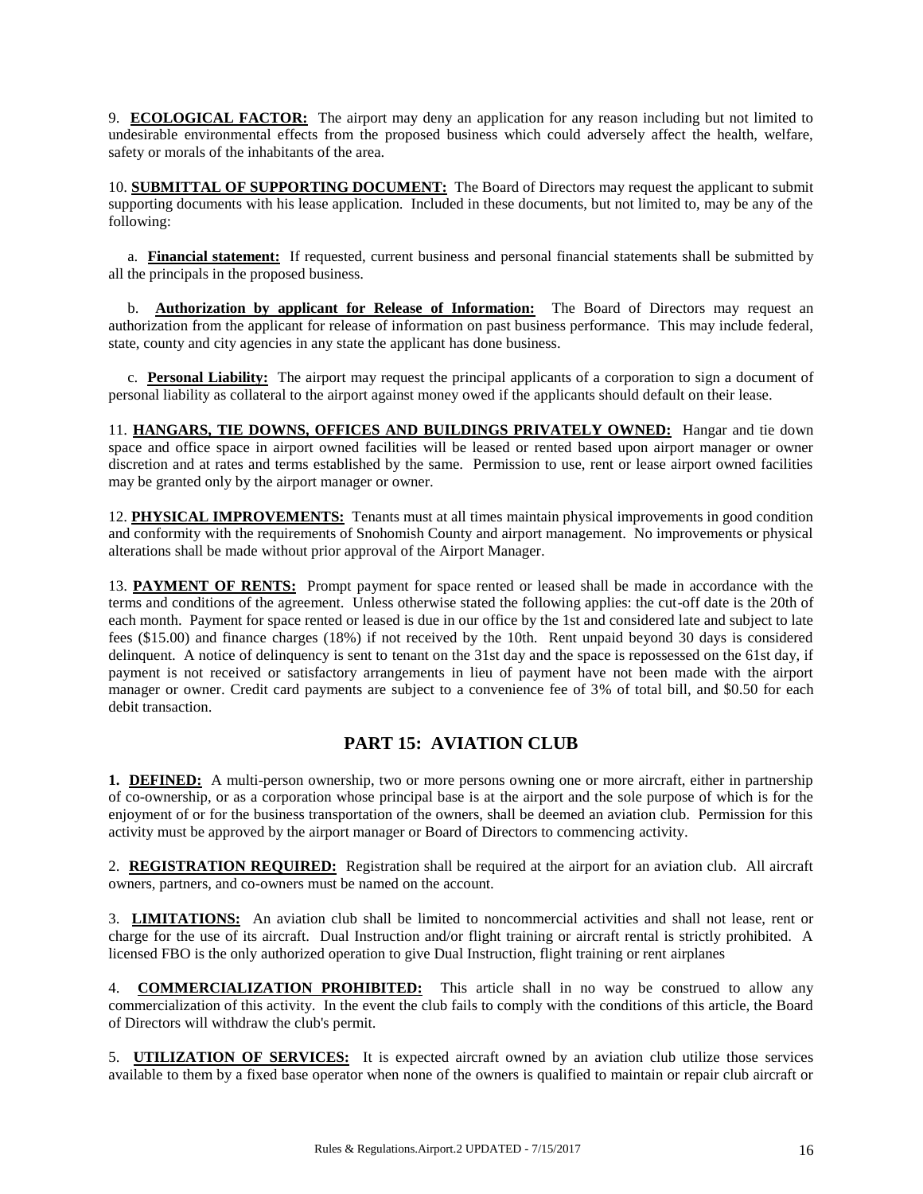9. **ECOLOGICAL FACTOR:** The airport may deny an application for any reason including but not limited to undesirable environmental effects from the proposed business which could adversely affect the health, welfare, safety or morals of the inhabitants of the area.

10. **SUBMITTAL OF SUPPORTING DOCUMENT:** The Board of Directors may request the applicant to submit supporting documents with his lease application. Included in these documents, but not limited to, may be any of the following:

a. **Financial statement:** If requested, current business and personal financial statements shall be submitted by all the principals in the proposed business.

b. **Authorization by applicant for Release of Information:** The Board of Directors may request an authorization from the applicant for release of information on past business performance. This may include federal, state, county and city agencies in any state the applicant has done business.

c. **Personal Liability:** The airport may request the principal applicants of a corporation to sign a document of personal liability as collateral to the airport against money owed if the applicants should default on their lease.

11. **HANGARS, TIE DOWNS, OFFICES AND BUILDINGS PRIVATELY OWNED:** Hangar and tie down space and office space in airport owned facilities will be leased or rented based upon airport manager or owner discretion and at rates and terms established by the same. Permission to use, rent or lease airport owned facilities may be granted only by the airport manager or owner.

12. **PHYSICAL IMPROVEMENTS:** Tenants must at all times maintain physical improvements in good condition and conformity with the requirements of Snohomish County and airport management. No improvements or physical alterations shall be made without prior approval of the Airport Manager.

13. **PAYMENT OF RENTS:** Prompt payment for space rented or leased shall be made in accordance with the terms and conditions of the agreement. Unless otherwise stated the following applies: the cut-off date is the 20th of each month. Payment for space rented or leased is due in our office by the 1st and considered late and subject to late fees ($15.00) and finance charges (18%) if not received by the 10th. Rent unpaid beyond 30 days is considered delinquent. A notice of delinquency is sent to tenant on the 31st day and the space is repossessed on the 61st day, if payment is not received or satisfactory arrangements in lieu of payment have not been made with the airport manager or owner. Credit card payments are subject to a convenience fee of 3% of total bill, and $0.50 for each debit transaction.

## PART 15: AVIATION CLUB

**1. DEFINED:** A multi-person ownership, two or more persons owning one or more aircraft, either in partnership of co-ownership, or as a corporation whose principal base is at the airport and the sole purpose of which is for the enjoyment of or for the business transportation of the owners, shall be deemed an aviation club. Permission for this activity must be approved by the airport manager or Board of Directors to commencing activity.

2. **REGISTRATION REQUIRED:** Registration shall be required at the airport for an aviation club. All aircraft owners, partners, and co-owners must be named on the account.

3. **LIMITATIONS:** An aviation club shall be limited to noncommercial activities and shall not lease, rent or charge for the use of its aircraft. Dual Instruction and/or flight training or aircraft rental is strictly prohibited. A licensed FBO is the only authorized operation to give Dual Instruction, flight training or rent airplanes

4. **COMMERCIALIZATION PROHIBITED:** This article shall in no way be construed to allow any commercialization of this activity. In the event the club fails to comply with the conditions of this article, the Board of Directors will withdraw the club's permit.

5. **UTILIZATION OF SERVICES:** It is expected aircraft owned by an aviation club utilize those services available to them by a fixed base operator when none of the owners is qualified to maintain or repair club aircraft or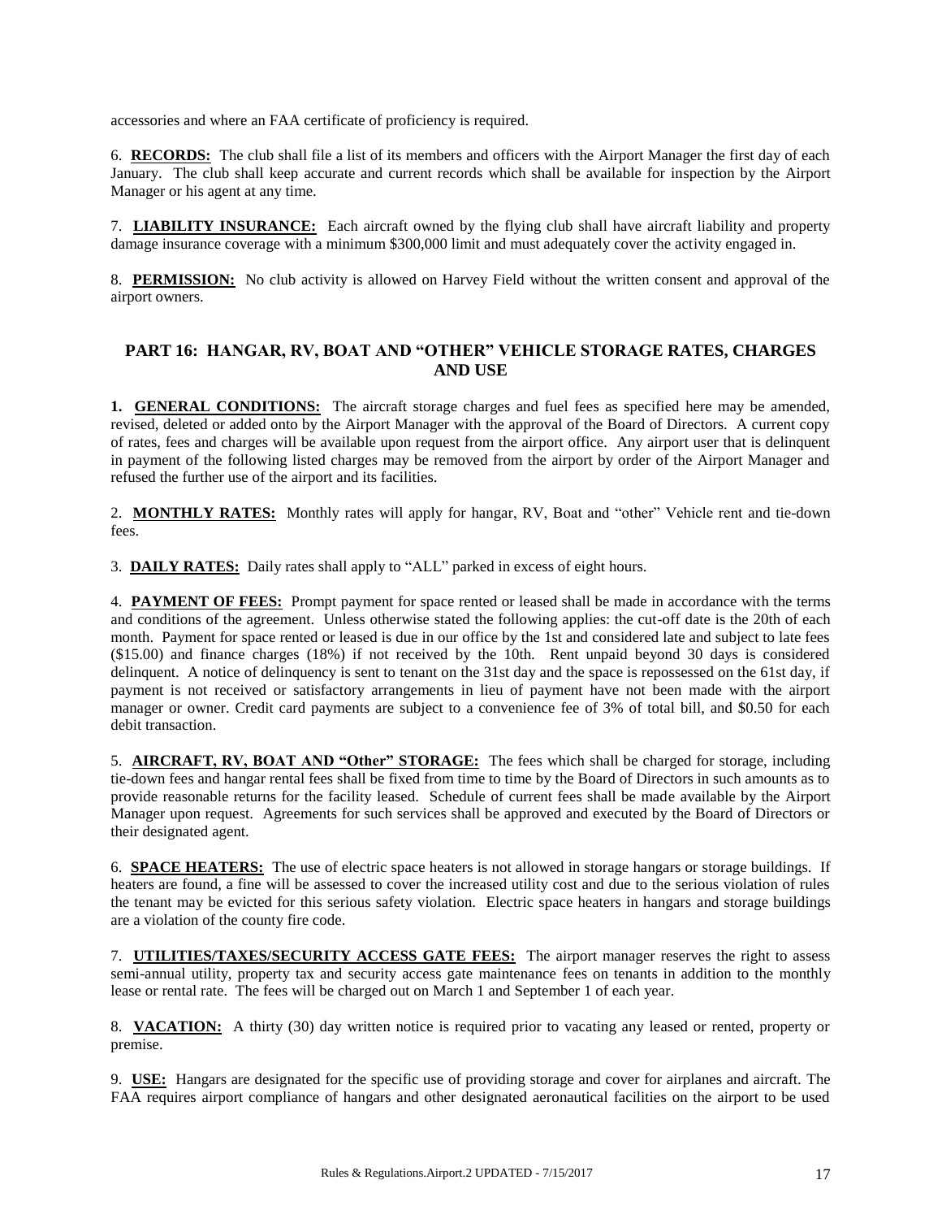accessories and where an FAA certificate of proficiency is required.

6. **RECORDS:** The club shall file a list of its members and officers with the Airport Manager the first day of each January. The club shall keep accurate and current records which shall be available for inspection by the Airport Manager or his agent at any time.

7. **LIABILITY INSURANCE:** Each aircraft owned by the flying club shall have aircraft liability and property damage insurance coverage with a minimum $300,000 limit and must adequately cover the activity engaged in.

8. **PERMISSION:** No club activity is allowed on Harvey Field without the written consent and approval of the airport owners.

## PART 16: HANGAR, RV, BOAT AND "OTHER" VEHICLE STORAGE RATES, CHARGES AND USE

**1. GENERAL CONDITIONS:** The aircraft storage charges and fuel fees as specified here may be amended, revised, deleted or added onto by the Airport Manager with the approval of the Board of Directors. A current copy of rates, fees and charges will be available upon request from the airport office. Any airport user that is delinquent in payment of the following listed charges may be removed from the airport by order of the Airport Manager and refused the further use of the airport and its facilities.

2. **MONTHLY RATES:** Monthly rates will apply for hangar, RV, Boat and "other" Vehicle rent and tie-down fees.

3. **DAILY RATES:** Daily rates shall apply to "ALL" parked in excess of eight hours.

4. **PAYMENT OF FEES:** Prompt payment for space rented or leased shall be made in accordance with the terms and conditions of the agreement. Unless otherwise stated the following applies: the cut-off date is the 20th of each month. Payment for space rented or leased is due in our office by the 1st and considered late and subject to late fees ($15.00) and finance charges (18%) if not received by the 10th. Rent unpaid beyond 30 days is considered delinquent. A notice of delinquency is sent to tenant on the 31st day and the space is repossessed on the 61st day, if payment is not received or satisfactory arrangements in lieu of payment have not been made with the airport manager or owner. Credit card payments are subject to a convenience fee of 3% of total bill, and $0.50 for each debit transaction.

5. **AIRCRAFT, RV, BOAT AND "Other" STORAGE:** The fees which shall be charged for storage, including tie-down fees and hangar rental fees shall be fixed from time to time by the Board of Directors in such amounts as to provide reasonable returns for the facility leased. Schedule of current fees shall be made available by the Airport Manager upon request. Agreements for such services shall be approved and executed by the Board of Directors or their designated agent.

6. **SPACE HEATERS:** The use of electric space heaters is not allowed in storage hangars or storage buildings. If heaters are found, a fine will be assessed to cover the increased utility cost and due to the serious violation of rules the tenant may be evicted for this serious safety violation. Electric space heaters in hangars and storage buildings are a violation of the county fire code.

7. **UTILITIES/TAXES/SECURITY ACCESS GATE FEES:** The airport manager reserves the right to assess semi-annual utility, property tax and security access gate maintenance fees on tenants in addition to the monthly lease or rental rate. The fees will be charged out on March 1 and September 1 of each year.

8. **VACATION:** A thirty (30) day written notice is required prior to vacating any leased or rented, property or premise.

9. **USE:** Hangars are designated for the specific use of providing storage and cover for airplanes and aircraft. The FAA requires airport compliance of hangars and other designated aeronautical facilities on the airport to be used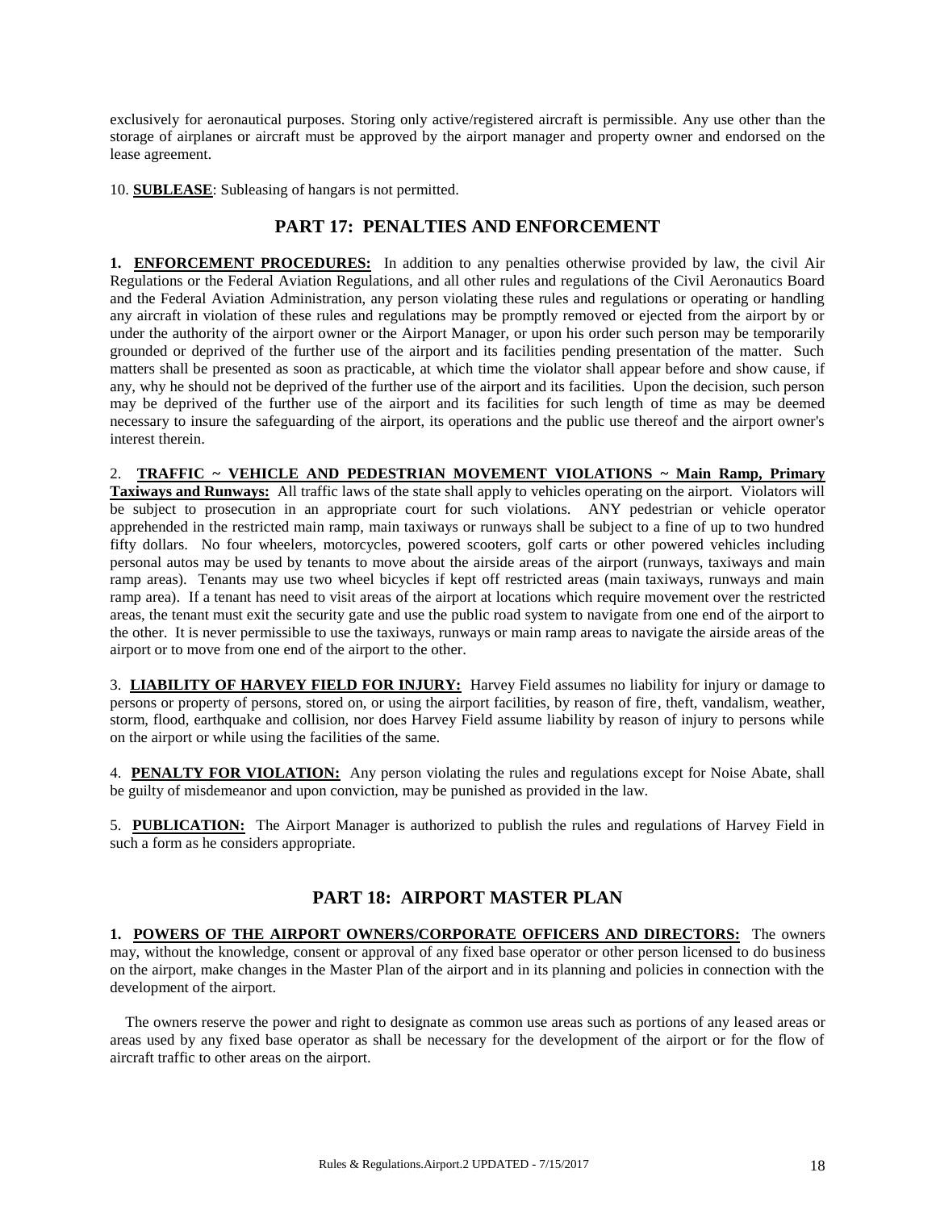exclusively for aeronautical purposes. Storing only active/registered aircraft is permissible. Any use other than the storage of airplanes or aircraft must be approved by the airport manager and property owner and endorsed on the lease agreement.

10. **SUBLEASE**: Subleasing of hangars is not permitted.

## PART 17: PENALTIES AND ENFORCEMENT

**1. ENFORCEMENT PROCEDURES:** In addition to any penalties otherwise provided by law, the civil Air Regulations or the Federal Aviation Regulations, and all other rules and regulations of the Civil Aeronautics Board and the Federal Aviation Administration, any person violating these rules and regulations or operating or handling any aircraft in violation of these rules and regulations may be promptly removed or ejected from the airport by or under the authority of the airport owner or the Airport Manager, or upon his order such person may be temporarily grounded or deprived of the further use of the airport and its facilities pending presentation of the matter. Such matters shall be presented as soon as practicable, at which time the violator shall appear before and show cause, if any, why he should not be deprived of the further use of the airport and its facilities. Upon the decision, such person may be deprived of the further use of the airport and its facilities for such length of time as may be deemed necessary to insure the safeguarding of the airport, its operations and the public use thereof and the airport owner's interest therein.

2. **TRAFFIC ~ VEHICLE AND PEDESTRIAN MOVEMENT VIOLATIONS ~ Main Ramp, Primary Taxiways and Runways:** All traffic laws of the state shall apply to vehicles operating on the airport. Violators will be subject to prosecution in an appropriate court for such violations. ANY pedestrian or vehicle operator apprehended in the restricted main ramp, main taxiways or runways shall be subject to a fine of up to two hundred fifty dollars. No four wheelers, motorcycles, powered scooters, golf carts or other powered vehicles including personal autos may be used by tenants to move about the airside areas of the airport (runways, taxiways and main ramp areas). Tenants may use two wheel bicycles if kept off restricted areas (main taxiways, runways and main ramp area). If a tenant has need to visit areas of the airport at locations which require movement over the restricted areas, the tenant must exit the security gate and use the public road system to navigate from one end of the airport to the other. It is never permissible to use the taxiways, runways or main ramp areas to navigate the airside areas of the airport or to move from one end of the airport to the other.

3. **LIABILITY OF HARVEY FIELD FOR INJURY:** Harvey Field assumes no liability for injury or damage to persons or property of persons, stored on, or using the airport facilities, by reason of fire, theft, vandalism, weather, storm, flood, earthquake and collision, nor does Harvey Field assume liability by reason of injury to persons while on the airport or while using the facilities of the same.

4. **PENALTY FOR VIOLATION:** Any person violating the rules and regulations except for Noise Abate, shall be guilty of misdemeanor and upon conviction, may be punished as provided in the law.

5. **PUBLICATION:** The Airport Manager is authorized to publish the rules and regulations of Harvey Field in such a form as he considers appropriate.

## PART 18: AIRPORT MASTER PLAN

**1. POWERS OF THE AIRPORT OWNERS/CORPORATE OFFICERS AND DIRECTORS:** The owners may, without the knowledge, consent or approval of any fixed base operator or other person licensed to do business on the airport, make changes in the Master Plan of the airport and in its planning and policies in connection with the development of the airport.

The owners reserve the power and right to designate as common use areas such as portions of any leased areas or areas used by any fixed base operator as shall be necessary for the development of the airport or for the flow of aircraft traffic to other areas on the airport.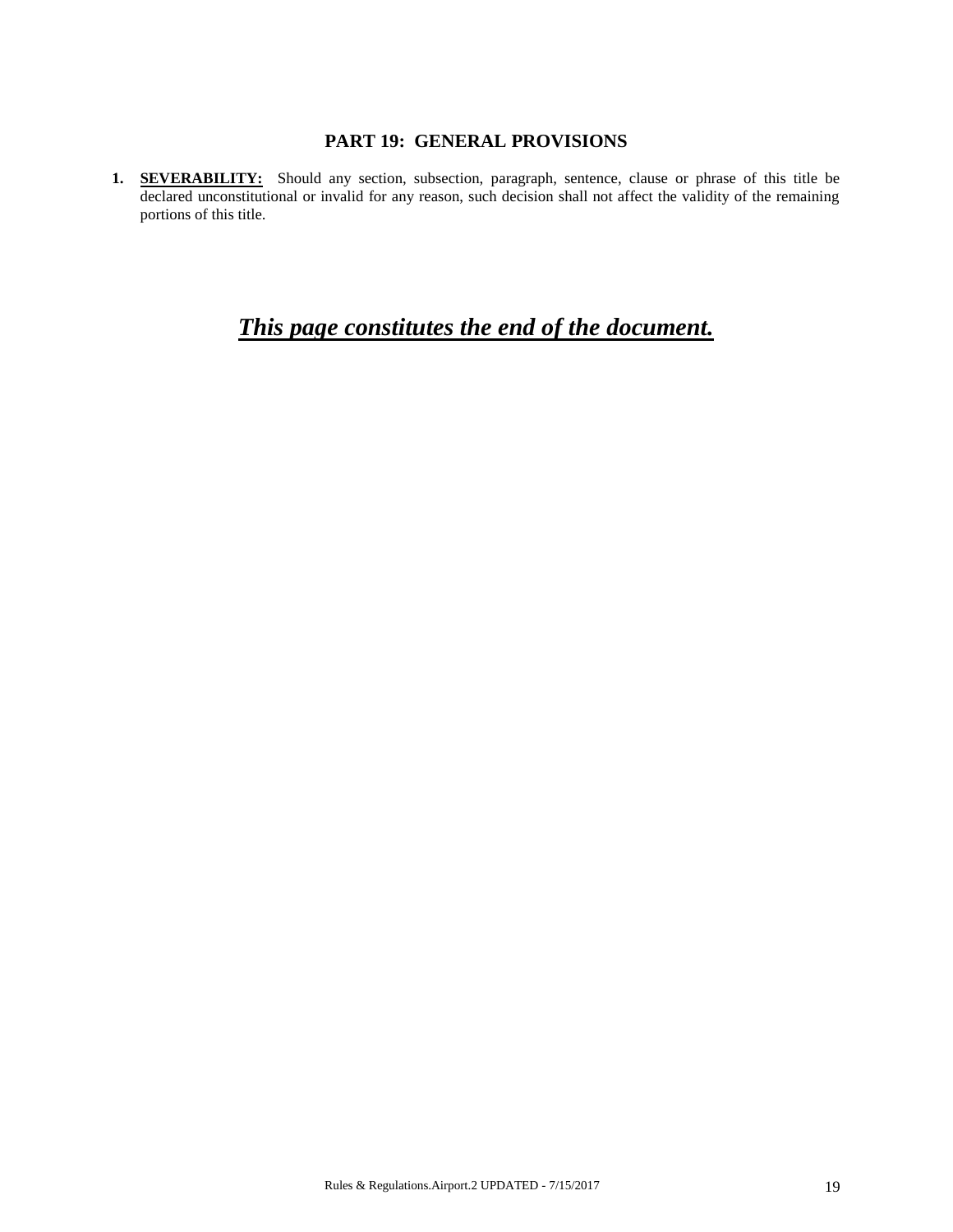## PART 19: GENERAL PROVISIONS

1. **SEVERABILITY:** Should any section, subsection, paragraph, sentence, clause or phrase of this title be declared unconstitutional or invalid for any reason, such decision shall not affect the validity of the remaining portions of this title.

***This page constitutes the end of the document.***